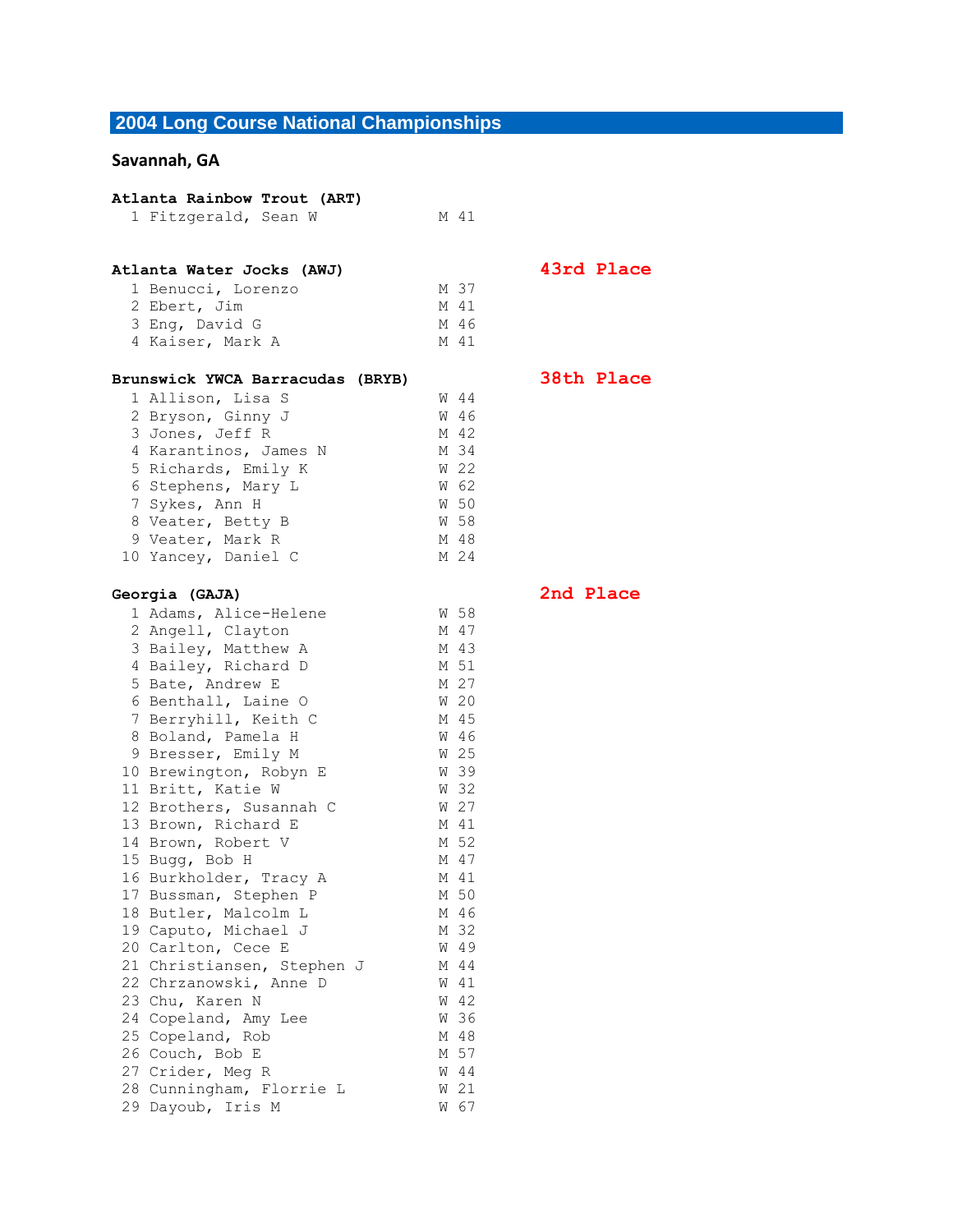# 2004 Long Course National Championships

## Savannah, GA

**Atlanta Rainbow Trout (ART)**

| # | Name | Sex | Age |
|---|---|---|---|
| 1 | Fitzgerald, Sean W | M | 41 |

**Atlanta Water Jocks (AWJ)** — **43rd Place**

| # | Name | Sex | Age |
|---|---|---|---|
| 1 | Benucci, Lorenzo | M | 37 |
| 2 | Ebert, Jim | M | 41 |
| 3 | Eng, David G | M | 46 |
| 4 | Kaiser, Mark A | M | 41 |

**Brunswick YWCA Barracudas (BRYB)** — **38th Place**

| # | Name | Sex | Age |
|---|---|---|---|
| 1 | Allison, Lisa S | W | 44 |
| 2 | Bryson, Ginny J | W | 46 |
| 3 | Jones, Jeff R | M | 42 |
| 4 | Karantinos, James N | M | 34 |
| 5 | Richards, Emily K | W | 22 |
| 6 | Stephens, Mary L | W | 62 |
| 7 | Sykes, Ann H | W | 50 |
| 8 | Veater, Betty B | W | 58 |
| 9 | Veater, Mark R | M | 48 |
| 10 | Yancey, Daniel C | M | 24 |

**Georgia (GAJA)** — **2nd Place**

| # | Name | Sex | Age |
|---|---|---|---|
| 1 | Adams, Alice-Helene | W | 58 |
| 2 | Angell, Clayton | M | 47 |
| 3 | Bailey, Matthew A | M | 43 |
| 4 | Bailey, Richard D | M | 51 |
| 5 | Bate, Andrew E | M | 27 |
| 6 | Benthall, Laine O | W | 20 |
| 7 | Berryhill, Keith C | M | 45 |
| 8 | Boland, Pamela H | W | 46 |
| 9 | Bresser, Emily M | W | 25 |
| 10 | Brewington, Robyn E | W | 39 |
| 11 | Britt, Katie W | W | 32 |
| 12 | Brothers, Susannah C | W | 27 |
| 13 | Brown, Richard E | M | 41 |
| 14 | Brown, Robert V | M | 52 |
| 15 | Bugg, Bob H | M | 47 |
| 16 | Burkholder, Tracy A | M | 41 |
| 17 | Bussman, Stephen P | M | 50 |
| 18 | Butler, Malcolm L | M | 46 |
| 19 | Caputo, Michael J | M | 32 |
| 20 | Carlton, Cece E | W | 49 |
| 21 | Christiansen, Stephen J | M | 44 |
| 22 | Chrzanowski, Anne D | W | 41 |
| 23 | Chu, Karen N | W | 42 |
| 24 | Copeland, Amy Lee | W | 36 |
| 25 | Copeland, Rob | M | 48 |
| 26 | Couch, Bob E | M | 57 |
| 27 | Crider, Meg R | W | 44 |
| 28 | Cunningham, Florrie L | W | 21 |
| 29 | Dayoub, Iris M | W | 67 |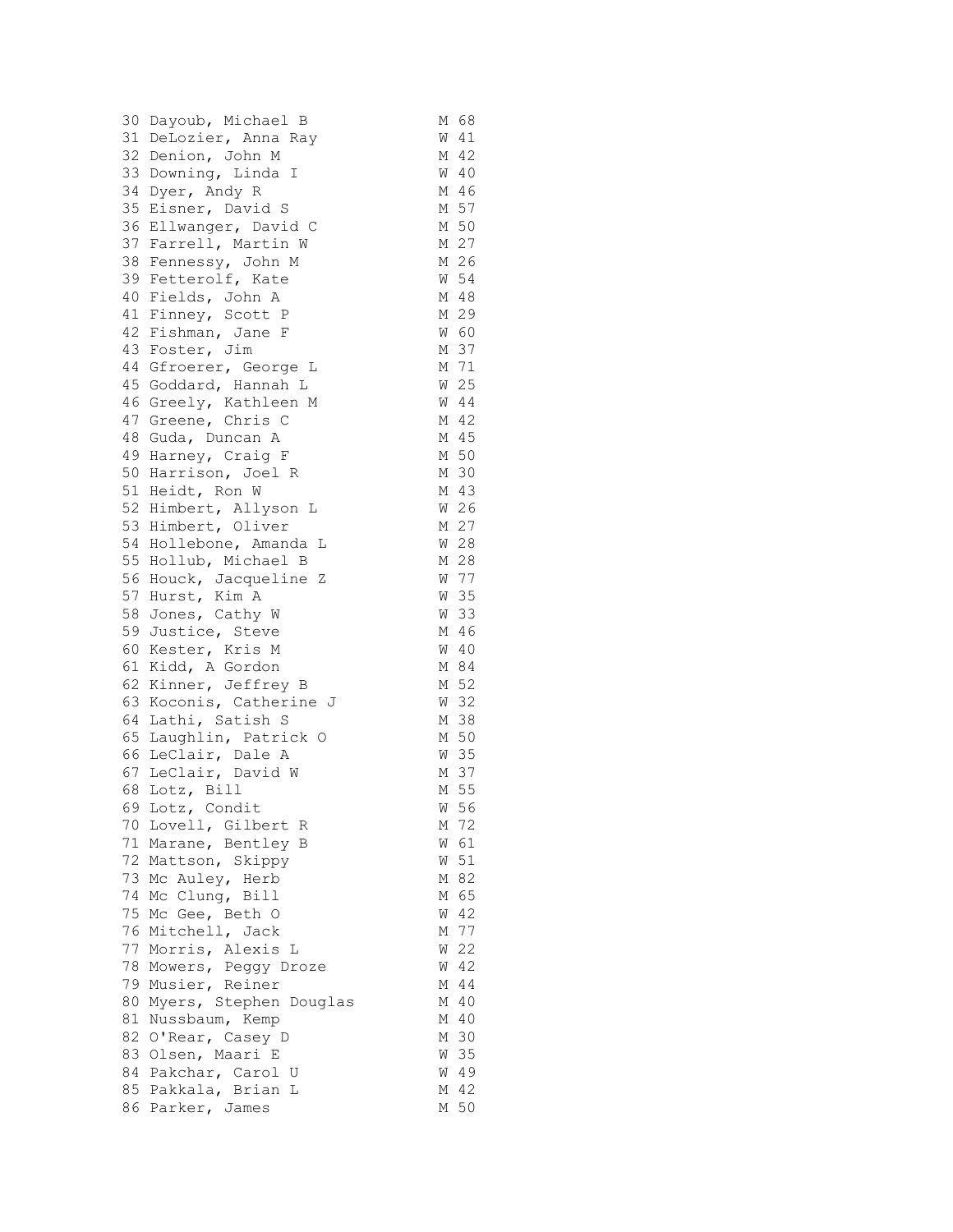```
30 Dayoub, Michael B            M 68
31 DeLozier, Anna Ray           W 41
32 Denion, John M               M 42
33 Downing, Linda I             W 40
34 Dyer, Andy R                 M 46
35 Eisner, David S              M 57
36 Ellwanger, David C           M 50
37 Farrell, Martin W            M 27
38 Fennessy, John M             M 26
39 Fetterolf, Kate              W 54
40 Fields, John A               M 48
41 Finney, Scott P              M 29
42 Fishman, Jane F              W 60
43 Foster, Jim                  M 37
44 Gfroerer, George L           M 71
45 Goddard, Hannah L            W 25
46 Greely, Kathleen M           W 44
47 Greene, Chris C              M 42
48 Guda, Duncan A               M 45
49 Harney, Craig F              M 50
50 Harrison, Joel R             M 30
51 Heidt, Ron W                 M 43
52 Himbert, Allyson L           W 26
53 Himbert, Oliver              M 27
54 Hollebone, Amanda L          W 28
55 Hollub, Michael B            M 28
56 Houck, Jacqueline Z          W 77
57 Hurst, Kim A                 W 35
58 Jones, Cathy W               W 33
59 Justice, Steve               M 46
60 Kester, Kris M               W 40
61 Kidd, A Gordon               M 84
62 Kinner, Jeffrey B            M 52
63 Koconis, Catherine J         W 32
64 Lathi, Satish S              M 38
65 Laughlin, Patrick O          M 50
66 LeClair, Dale A              W 35
67 LeClair, David W             M 37
68 Lotz, Bill                   M 55
69 Lotz, Condit                 W 56
70 Lovell, Gilbert R            M 72
71 Marane, Bentley B            W 61
72 Mattson, Skippy              W 51
73 Mc Auley, Herb               M 82
74 Mc Clung, Bill               M 65
75 Mc Gee, Beth O               W 42
76 Mitchell, Jack               M 77
77 Morris, Alexis L             W 22
78 Mowers, Peggy Droze          W 42
79 Musier, Reiner               M 44
80 Myers, Stephen Douglas       M 40
81 Nussbaum, Kemp               M 40
82 O'Rear, Casey D              M 30
83 Olsen, Maari E               W 35
84 Pakchar, Carol U             W 49
85 Pakkala, Brian L             M 42
86 Parker, James                M 50
```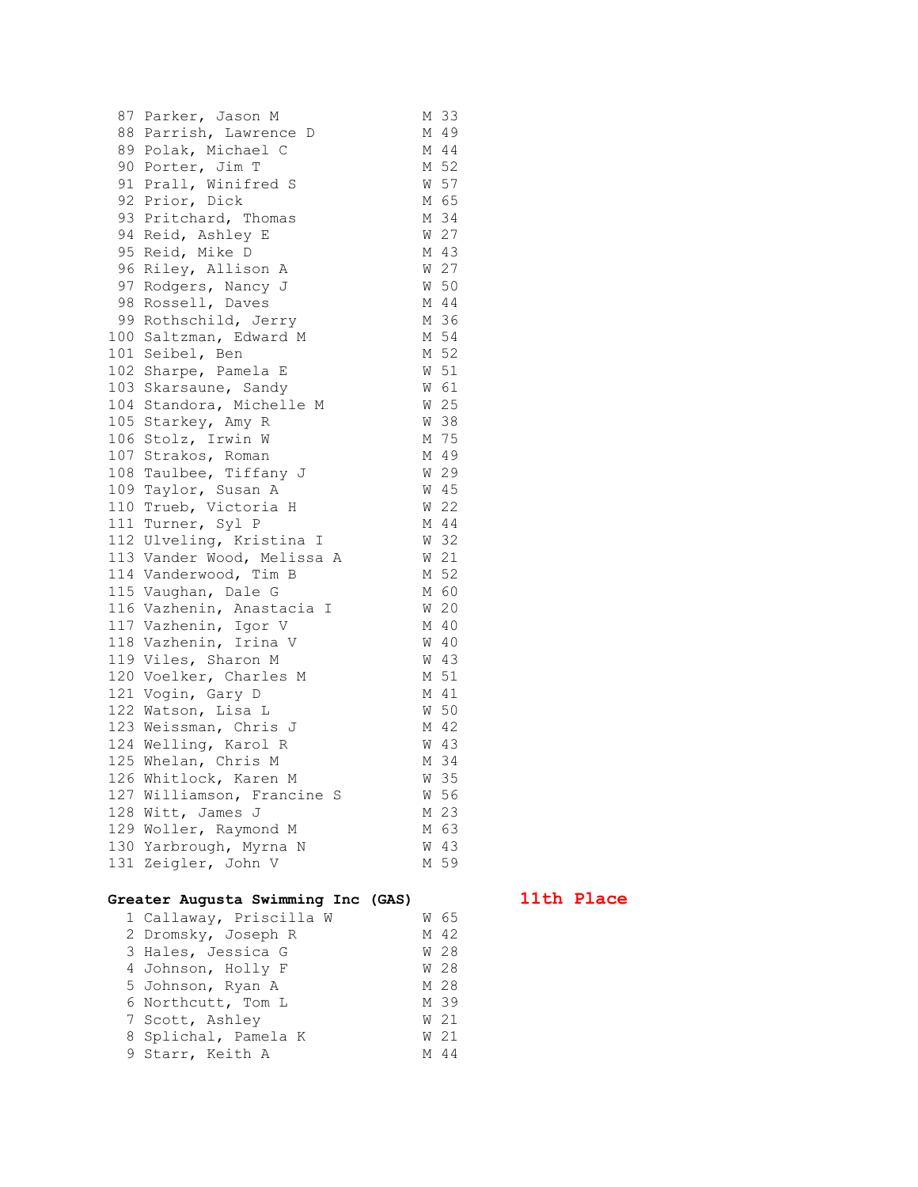| | | | |
|---|---|---|---|
| 87 | Parker, Jason M | M | 33 |
| 88 | Parrish, Lawrence D | M | 49 |
| 89 | Polak, Michael C | M | 44 |
| 90 | Porter, Jim T | M | 52 |
| 91 | Prall, Winifred S | W | 57 |
| 92 | Prior, Dick | M | 65 |
| 93 | Pritchard, Thomas | M | 34 |
| 94 | Reid, Ashley E | W | 27 |
| 95 | Reid, Mike D | M | 43 |
| 96 | Riley, Allison A | W | 27 |
| 97 | Rodgers, Nancy J | W | 50 |
| 98 | Rossell, Daves | M | 44 |
| 99 | Rothschild, Jerry | M | 36 |
| 100 | Saltzman, Edward M | M | 54 |
| 101 | Seibel, Ben | M | 52 |
| 102 | Sharpe, Pamela E | W | 51 |
| 103 | Skarsaune, Sandy | W | 61 |
| 104 | Standora, Michelle M | W | 25 |
| 105 | Starkey, Amy R | W | 38 |
| 106 | Stolz, Irwin W | M | 75 |
| 107 | Strakos, Roman | M | 49 |
| 108 | Taulbee, Tiffany J | W | 29 |
| 109 | Taylor, Susan A | W | 45 |
| 110 | Trueb, Victoria H | W | 22 |
| 111 | Turner, Syl P | M | 44 |
| 112 | Ulveling, Kristina I | W | 32 |
| 113 | Vander Wood, Melissa A | W | 21 |
| 114 | Vanderwood, Tim B | M | 52 |
| 115 | Vaughan, Dale G | M | 60 |
| 116 | Vazhenin, Anastacia I | W | 20 |
| 117 | Vazhenin, Igor V | M | 40 |
| 118 | Vazhenin, Irina V | W | 40 |
| 119 | Viles, Sharon M | W | 43 |
| 120 | Voelker, Charles M | M | 51 |
| 121 | Vogin, Gary D | M | 41 |
| 122 | Watson, Lisa L | W | 50 |
| 123 | Weissman, Chris J | M | 42 |
| 124 | Welling, Karol R | W | 43 |
| 125 | Whelan, Chris M | M | 34 |
| 126 | Whitlock, Karen M | W | 35 |
| 127 | Williamson, Francine S | W | 56 |
| 128 | Witt, James J | M | 23 |
| 129 | Woller, Raymond M | M | 63 |
| 130 | Yarbrough, Myrna N | W | 43 |
| 131 | Zeigler, John V | M | 59 |

**Greater Augusta Swimming Inc (GAS)** **11th Place**

| | | | |
|---|---|---|---|
| 1 | Callaway, Priscilla W | W | 65 |
| 2 | Dromsky, Joseph R | M | 42 |
| 3 | Hales, Jessica G | W | 28 |
| 4 | Johnson, Holly F | W | 28 |
| 5 | Johnson, Ryan A | M | 28 |
| 6 | Northcutt, Tom L | M | 39 |
| 7 | Scott, Ashley | W | 21 |
| 8 | Splichal, Pamela K | W | 21 |
| 9 | Starr, Keith A | M | 44 |